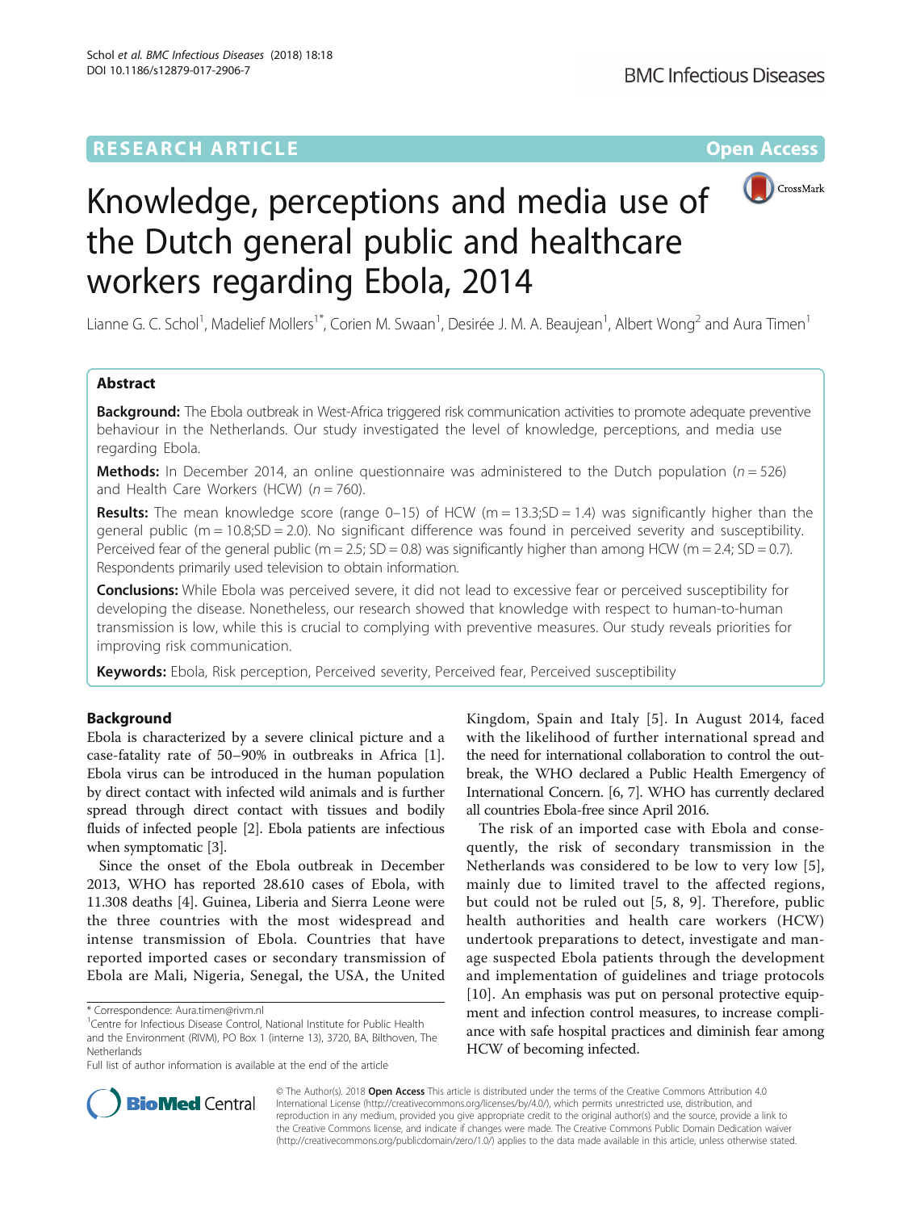RESEARCH ARTICLE

Open Access

# Knowledge, perceptions and media use of the Dutch general public and healthcare workers regarding Ebola, 2014

Lianne G. C. Schol[1], Madelief Mollers[1*], Corien M. Swaan[1], Desirée J. M. A. Beaujean[1], Albert Wong[2] and Aura Timen[1]

## Abstract

**Background:** The Ebola outbreak in West-Africa triggered risk communication activities to promote adequate preventive behaviour in the Netherlands. Our study investigated the level of knowledge, perceptions, and media use regarding Ebola.

**Methods:** In December 2014, an online questionnaire was administered to the Dutch population ($n = 526$) and Health Care Workers (HCW) ($n = 760$).

**Results:** The mean knowledge score (range 0–15) of HCW (m = 13.3;SD = 1.4) was significantly higher than the general public (m = 10.8;SD = 2.0). No significant difference was found in perceived severity and susceptibility. Perceived fear of the general public (m = 2.5; SD = 0.8) was significantly higher than among HCW (m = 2.4; SD = 0.7). Respondents primarily used television to obtain information.

**Conclusions:** While Ebola was perceived severe, it did not lead to excessive fear or perceived susceptibility for developing the disease. Nonetheless, our research showed that knowledge with respect to human-to-human transmission is low, while this is crucial to complying with preventive measures. Our study reveals priorities for improving risk communication.

**Keywords:** Ebola, Risk perception, Perceived severity, Perceived fear, Perceived susceptibility

## Background

Ebola is characterized by a severe clinical picture and a case-fatality rate of 50–90% in outbreaks in Africa [1]. Ebola virus can be introduced in the human population by direct contact with infected wild animals and is further spread through direct contact with tissues and bodily fluids of infected people [2]. Ebola patients are infectious when symptomatic [3].

Since the onset of the Ebola outbreak in December 2013, WHO has reported 28.610 cases of Ebola, with 11.308 deaths [4]. Guinea, Liberia and Sierra Leone were the three countries with the most widespread and intense transmission of Ebola. Countries that have reported imported cases or secondary transmission of Ebola are Mali, Nigeria, Senegal, the USA, the United Kingdom, Spain and Italy [5]. In August 2014, faced with the likelihood of further international spread and the need for international collaboration to control the outbreak, the WHO declared a Public Health Emergency of International Concern. [6, 7]. WHO has currently declared all countries Ebola-free since April 2016.

The risk of an imported case with Ebola and consequently, the risk of secondary transmission in the Netherlands was considered to be low to very low [5], mainly due to limited travel to the affected regions, but could not be ruled out [5, 8, 9]. Therefore, public health authorities and health care workers (HCW) undertook preparations to detect, investigate and manage suspected Ebola patients through the development and implementation of guidelines and triage protocols [10]. An emphasis was put on personal protective equipment and infection control measures, to increase compliance with safe hospital practices and diminish fear among HCW of becoming infected.

\* Correspondence: Aura.timen@rivm.nl
[1]Centre for Infectious Disease Control, National Institute for Public Health and the Environment (RIVM), PO Box 1 (interne 13), 3720, BA, Bilthoven, The Netherlands
Full list of author information is available at the end of the article

© The Author(s). 2018 **Open Access** This article is distributed under the terms of the Creative Commons Attribution 4.0 International License (http://creativecommons.org/licenses/by/4.0/), which permits unrestricted use, distribution, and reproduction in any medium, provided you give appropriate credit to the original author(s) and the source, provide a link to the Creative Commons license, and indicate if changes were made. The Creative Commons Public Domain Dedication waiver (http://creativecommons.org/publicdomain/zero/1.0/) applies to the data made available in this article, unless otherwise stated.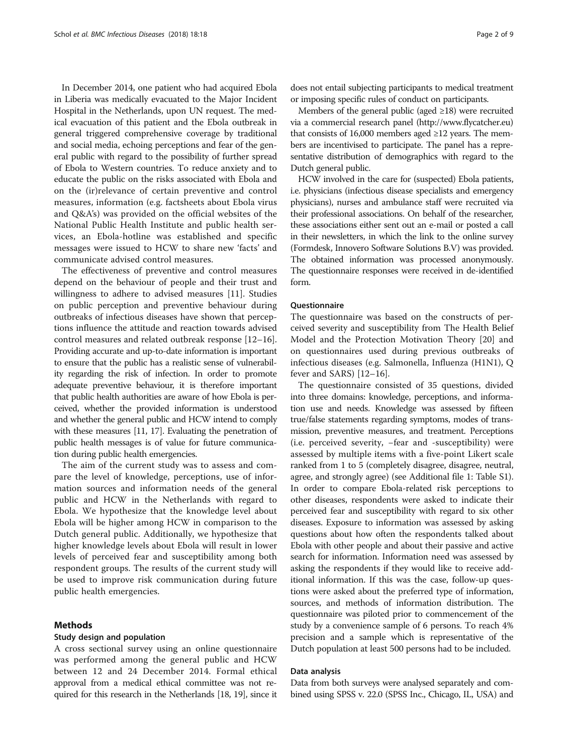In December 2014, one patient who had acquired Ebola in Liberia was medically evacuated to the Major Incident Hospital in the Netherlands, upon UN request. The medical evacuation of this patient and the Ebola outbreak in general triggered comprehensive coverage by traditional and social media, echoing perceptions and fear of the general public with regard to the possibility of further spread of Ebola to Western countries. To reduce anxiety and to educate the public on the risks associated with Ebola and on the (ir)relevance of certain preventive and control measures, information (e.g. factsheets about Ebola virus and Q&A's) was provided on the official websites of the National Public Health Institute and public health services, an Ebola-hotline was established and specific messages were issued to HCW to share new 'facts' and communicate advised control measures.

The effectiveness of preventive and control measures depend on the behaviour of people and their trust and willingness to adhere to advised measures [11]. Studies on public perception and preventive behaviour during outbreaks of infectious diseases have shown that perceptions influence the attitude and reaction towards advised control measures and related outbreak response [12–16]. Providing accurate and up-to-date information is important to ensure that the public has a realistic sense of vulnerability regarding the risk of infection. In order to promote adequate preventive behaviour, it is therefore important that public health authorities are aware of how Ebola is perceived, whether the provided information is understood and whether the general public and HCW intend to comply with these measures [11, 17]. Evaluating the penetration of public health messages is of value for future communication during public health emergencies.

The aim of the current study was to assess and compare the level of knowledge, perceptions, use of information sources and information needs of the general public and HCW in the Netherlands with regard to Ebola. We hypothesize that the knowledge level about Ebola will be higher among HCW in comparison to the Dutch general public. Additionally, we hypothesize that higher knowledge levels about Ebola will result in lower levels of perceived fear and susceptibility among both respondent groups. The results of the current study will be used to improve risk communication during future public health emergencies.

## Methods

### Study design and population

A cross sectional survey using an online questionnaire was performed among the general public and HCW between 12 and 24 December 2014. Formal ethical approval from a medical ethical committee was not required for this research in the Netherlands [18, 19], since it does not entail subjecting participants to medical treatment or imposing specific rules of conduct on participants.

Members of the general public (aged ≥18) were recruited via a commercial research panel (http://www.flycatcher.eu) that consists of 16,000 members aged ≥12 years. The members are incentivised to participate. The panel has a representative distribution of demographics with regard to the Dutch general public.

HCW involved in the care for (suspected) Ebola patients, i.e. physicians (infectious disease specialists and emergency physicians), nurses and ambulance staff were recruited via their professional associations. On behalf of the researcher, these associations either sent out an e-mail or posted a call in their newsletters, in which the link to the online survey (Formdesk, Innovero Software Solutions B.V) was provided. The obtained information was processed anonymously. The questionnaire responses were received in de-identified form.

### Questionnaire

The questionnaire was based on the constructs of perceived severity and susceptibility from The Health Belief Model and the Protection Motivation Theory [20] and on questionnaires used during previous outbreaks of infectious diseases (e.g. Salmonella, Influenza (H1N1), Q fever and SARS) [12–16].

The questionnaire consisted of 35 questions, divided into three domains: knowledge, perceptions, and information use and needs. Knowledge was assessed by fifteen true/false statements regarding symptoms, modes of transmission, preventive measures, and treatment. Perceptions (i.e. perceived severity, –fear and -susceptibility) were assessed by multiple items with a five-point Likert scale ranked from 1 to 5 (completely disagree, disagree, neutral, agree, and strongly agree) (see Additional file 1: Table S1). In order to compare Ebola-related risk perceptions to other diseases, respondents were asked to indicate their perceived fear and susceptibility with regard to six other diseases. Exposure to information was assessed by asking questions about how often the respondents talked about Ebola with other people and about their passive and active search for information. Information need was assessed by asking the respondents if they would like to receive additional information. If this was the case, follow-up questions were asked about the preferred type of information, sources, and methods of information distribution. The questionnaire was piloted prior to commencement of the study by a convenience sample of 6 persons. To reach 4% precision and a sample which is representative of the Dutch population at least 500 persons had to be included.

### Data analysis

Data from both surveys were analysed separately and combined using SPSS v. 22.0 (SPSS Inc., Chicago, IL, USA) and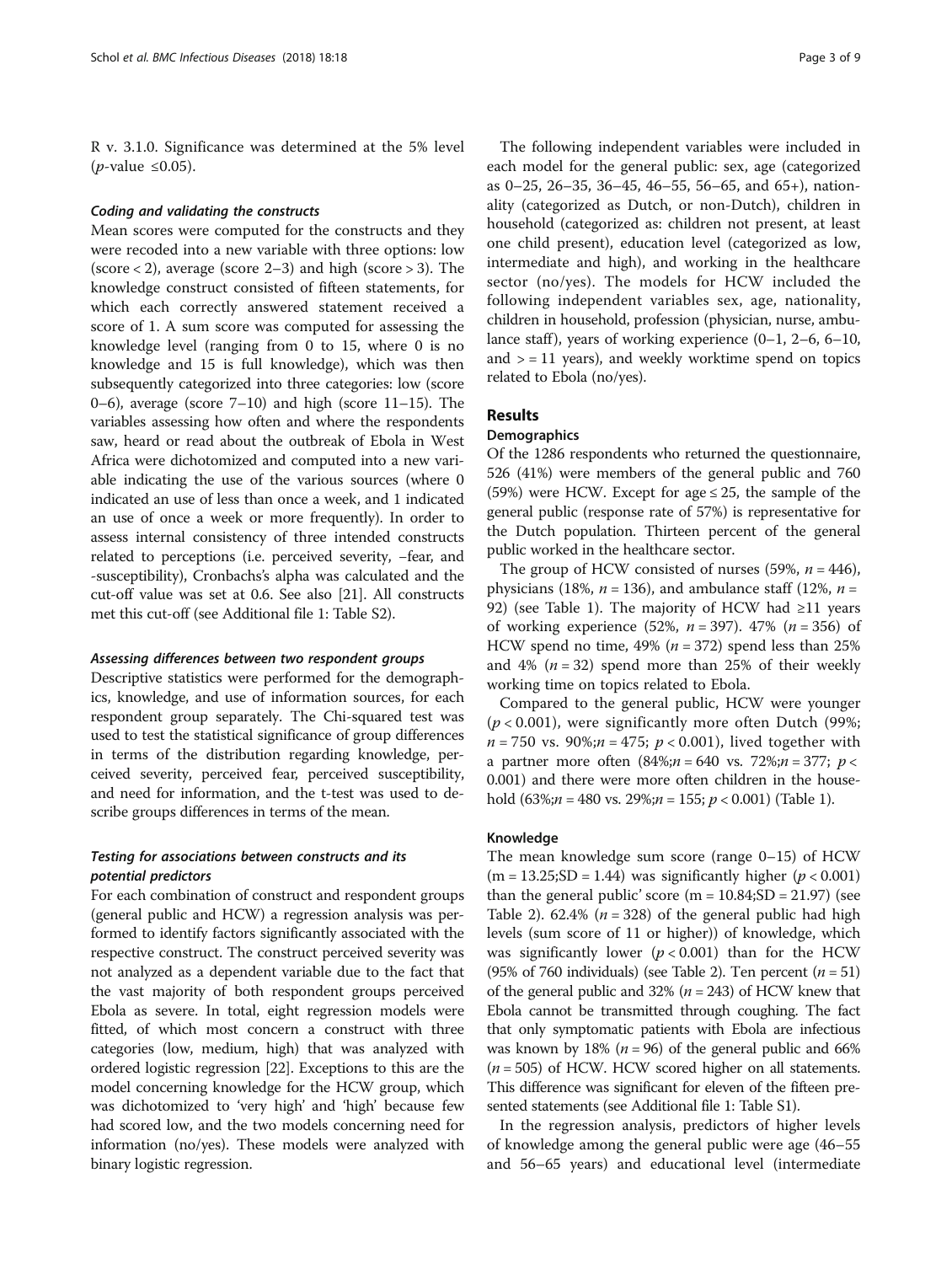R v. 3.1.0. Significance was determined at the 5% level ($p$-value ≤0.05).

#### *Coding and validating the constructs*

Mean scores were computed for the constructs and they were recoded into a new variable with three options: low (score < 2), average (score 2–3) and high (score > 3). The knowledge construct consisted of fifteen statements, for which each correctly answered statement received a score of 1. A sum score was computed for assessing the knowledge level (ranging from 0 to 15, where 0 is no knowledge and 15 is full knowledge), which was then subsequently categorized into three categories: low (score 0–6), average (score 7–10) and high (score 11–15). The variables assessing how often and where the respondents saw, heard or read about the outbreak of Ebola in West Africa were dichotomized and computed into a new variable indicating the use of the various sources (where 0 indicated an use of less than once a week, and 1 indicated an use of once a week or more frequently). In order to assess internal consistency of three intended constructs related to perceptions (i.e. perceived severity, –fear, and -susceptibility), Cronbachs's alpha was calculated and the cut-off value was set at 0.6. See also [21]. All constructs met this cut-off (see Additional file 1: Table S2).

#### *Assessing differences between two respondent groups*

Descriptive statistics were performed for the demographics, knowledge, and use of information sources, for each respondent group separately. The Chi-squared test was used to test the statistical significance of group differences in terms of the distribution regarding knowledge, perceived severity, perceived fear, perceived susceptibility, and need for information, and the t-test was used to describe groups differences in terms of the mean.

#### *Testing for associations between constructs and its potential predictors*

For each combination of construct and respondent groups (general public and HCW) a regression analysis was performed to identify factors significantly associated with the respective construct. The construct perceived severity was not analyzed as a dependent variable due to the fact that the vast majority of both respondent groups perceived Ebola as severe. In total, eight regression models were fitted, of which most concern a construct with three categories (low, medium, high) that was analyzed with ordered logistic regression [22]. Exceptions to this are the model concerning knowledge for the HCW group, which was dichotomized to 'very high' and 'high' because few had scored low, and the two models concerning need for information (no/yes). These models were analyzed with binary logistic regression.

The following independent variables were included in each model for the general public: sex, age (categorized as 0–25, 26–35, 36–45, 46–55, 56–65, and 65+), nationality (categorized as Dutch, or non-Dutch), children in household (categorized as: children not present, at least one child present), education level (categorized as low, intermediate and high), and working in the healthcare sector (no/yes). The models for HCW included the following independent variables sex, age, nationality, children in household, profession (physician, nurse, ambulance staff), years of working experience (0–1, 2–6, 6–10, and > = 11 years), and weekly worktime spend on topics related to Ebola (no/yes).

## Results

### Demographics

Of the 1286 respondents who returned the questionnaire, 526 (41%) were members of the general public and 760 (59%) were HCW. Except for age ≤ 25, the sample of the general public (response rate of 57%) is representative for the Dutch population. Thirteen percent of the general public worked in the healthcare sector.

The group of HCW consisted of nurses (59%, $n = 446$), physicians (18%, $n = 136$), and ambulance staff (12%, $n = 92$) (see Table 1). The majority of HCW had ≥11 years of working experience (52%, $n = 397$). 47% ($n = 356$) of HCW spend no time, 49% ($n = 372$) spend less than 25% and 4% ($n = 32$) spend more than 25% of their weekly working time on topics related to Ebola.

Compared to the general public, HCW were younger ($p < 0.001$), were significantly more often Dutch (99%; $n = 750$ vs. 90%;$n = 475$; $p < 0.001$), lived together with a partner more often (84%;$n = 640$ vs. 72%;$n = 377$; $p < 0.001$) and there were more often children in the household (63%;$n = 480$ vs. 29%;$n = 155$; $p < 0.001$) (Table 1).

### Knowledge

The mean knowledge sum score (range 0–15) of HCW (m = 13.25;SD = 1.44) was significantly higher ($p < 0.001$) than the general public' score (m = 10.84;SD = 21.97) (see Table 2). 62.4% ($n = 328$) of the general public had high levels (sum score of 11 or higher)) of knowledge, which was significantly lower ($p < 0.001$) than for the HCW (95% of 760 individuals) (see Table 2). Ten percent ($n = 51$) of the general public and 32% ($n = 243$) of HCW knew that Ebola cannot be transmitted through coughing. The fact that only symptomatic patients with Ebola are infectious was known by 18% ($n = 96$) of the general public and 66% ($n = 505$) of HCW. HCW scored higher on all statements. This difference was significant for eleven of the fifteen presented statements (see Additional file 1: Table S1).

In the regression analysis, predictors of higher levels of knowledge among the general public were age (46–55 and 56–65 years) and educational level (intermediate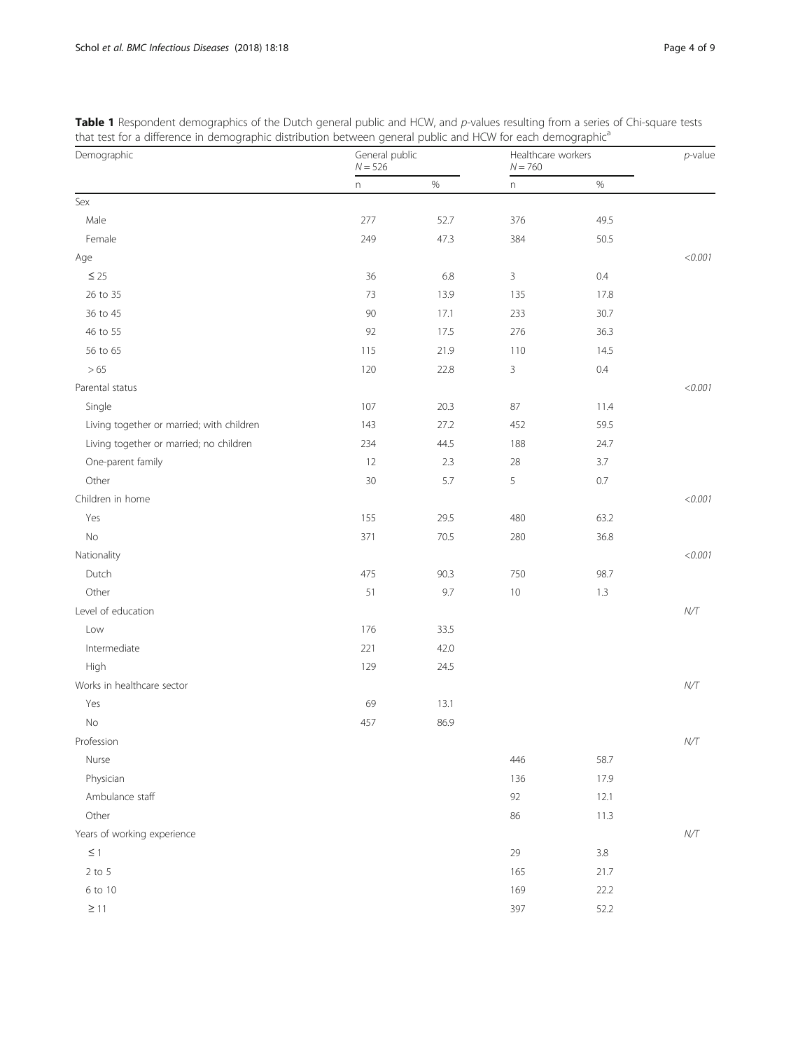**Table 1** Respondent demographics of the Dutch general public and HCW, and *p*-values resulting from a series of Chi-square tests that test for a difference in demographic distribution between general public and HCW for each demographic[a]

| Demographic | General public $N = 526$ | | Healthcare workers $N = 760$ | | *p*-value |
|---|---|---|---|---|---|
| | n | % | n | % | |
| Sex | | | | | |
| Male | 277 | 52.7 | 376 | 49.5 | |
| Female | 249 | 47.3 | 384 | 50.5 | |
| Age | | | | | *<0.001* |
| ≤ 25 | 36 | 6.8 | 3 | 0.4 | |
| 26 to 35 | 73 | 13.9 | 135 | 17.8 | |
| 36 to 45 | 90 | 17.1 | 233 | 30.7 | |
| 46 to 55 | 92 | 17.5 | 276 | 36.3 | |
| 56 to 65 | 115 | 21.9 | 110 | 14.5 | |
| > 65 | 120 | 22.8 | 3 | 0.4 | |
| Parental status | | | | | *<0.001* |
| Single | 107 | 20.3 | 87 | 11.4 | |
| Living together or married; with children | 143 | 27.2 | 452 | 59.5 | |
| Living together or married; no children | 234 | 44.5 | 188 | 24.7 | |
| One-parent family | 12 | 2.3 | 28 | 3.7 | |
| Other | 30 | 5.7 | 5 | 0.7 | |
| Children in home | | | | | *<0.001* |
| Yes | 155 | 29.5 | 480 | 63.2 | |
| No | 371 | 70.5 | 280 | 36.8 | |
| Nationality | | | | | *<0.001* |
| Dutch | 475 | 90.3 | 750 | 98.7 | |
| Other | 51 | 9.7 | 10 | 1.3 | |
| Level of education | | | | | *N/T* |
| Low | 176 | 33.5 | | | |
| Intermediate | 221 | 42.0 | | | |
| High | 129 | 24.5 | | | |
| Works in healthcare sector | | | | | *N/T* |
| Yes | 69 | 13.1 | | | |
| No | 457 | 86.9 | | | |
| Profession | | | | | *N/T* |
| Nurse | | | 446 | 58.7 | |
| Physician | | | 136 | 17.9 | |
| Ambulance staff | | | 92 | 12.1 | |
| Other | | | 86 | 11.3 | |
| Years of working experience | | | | | *N/T* |
| ≤ 1 | | | 29 | 3.8 | |
| 2 to 5 | | | 165 | 21.7 | |
| 6 to 10 | | | 169 | 22.2 | |
| ≥ 11 | | | 397 | 52.2 | |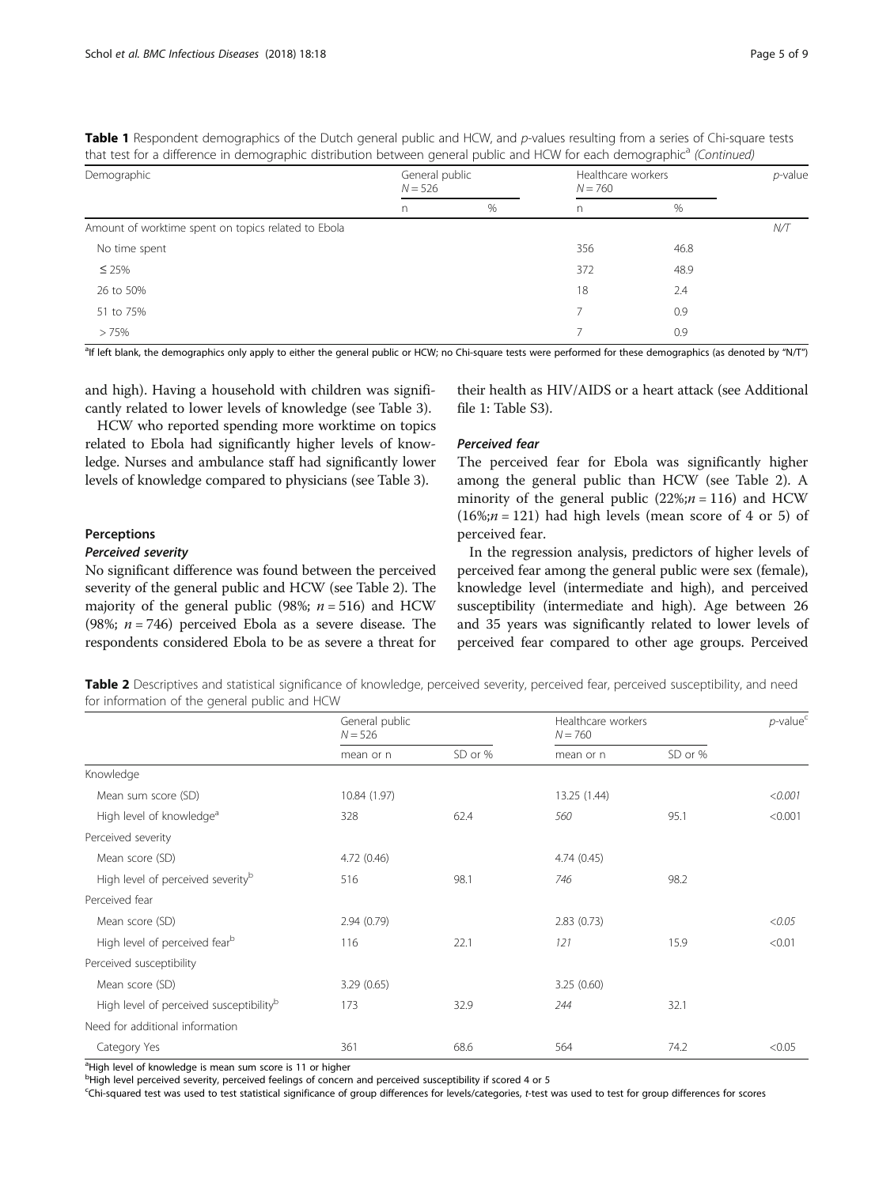**Table 1** Respondent demographics of the Dutch general public and HCW, and *p*-values resulting from a series of Chi-square tests that test for a difference in demographic distribution between general public and HCW for each demographic[a] *(Continued)*

| Demographic | General public $N = 526$ | | Healthcare workers $N = 760$ | | *p*-value |
|---|---|---|---|---|---|
| | n | % | n | % | |
| Amount of worktime spent on topics related to Ebola | | | | | N/T |
| No time spent | | | 356 | 46.8 | |
| ≤ 25% | | | 372 | 48.9 | |
| 26 to 50% | | | 18 | 2.4 | |
| 51 to 75% | | | 7 | 0.9 | |
| > 75% | | | 7 | 0.9 | |

[a]If left blank, the demographics only apply to either the general public or HCW; no Chi-square tests were performed for these demographics (as denoted by "N/T")

and high). Having a household with children was significantly related to lower levels of knowledge (see Table 3).

HCW who reported spending more worktime on topics related to Ebola had significantly higher levels of knowledge. Nurses and ambulance staff had significantly lower levels of knowledge compared to physicians (see Table 3).

## Perceptions

### *Perceived severity*

No significant difference was found between the perceived severity of the general public and HCW (see Table 2). The majority of the general public (98%; $n = 516$) and HCW (98%; $n = 746$) perceived Ebola as a severe disease. The respondents considered Ebola to be as severe a threat for their health as HIV/AIDS or a heart attack (see Additional file 1: Table S3).

### *Perceived fear*

The perceived fear for Ebola was significantly higher among the general public than HCW (see Table 2). A minority of the general public (22%;$n = 116$) and HCW (16%;$n = 121$) had high levels (mean score of 4 or 5) of perceived fear.

In the regression analysis, predictors of higher levels of perceived fear among the general public were sex (female), knowledge level (intermediate and high), and perceived susceptibility (intermediate and high). Age between 26 and 35 years was significantly related to lower levels of perceived fear compared to other age groups. Perceived

**Table 2** Descriptives and statistical significance of knowledge, perceived severity, perceived fear, perceived susceptibility, and need for information of the general public and HCW

| | General public $N = 526$ | | Healthcare workers $N = 760$ | | *p*-value[c] |
|---|---|---|---|---|---|
| | mean or n | SD or % | mean or n | SD or % | |
| Knowledge | | | | | |
| Mean sum score (SD) | 10.84 (1.97) | | 13.25 (1.44) | | <0.001 |
| High level of knowledge[a] | 328 | 62.4 | 560 | 95.1 | <0.001 |
| Perceived severity | | | | | |
| Mean score (SD) | 4.72 (0.46) | | 4.74 (0.45) | | |
| High level of perceived severity[b] | 516 | 98.1 | 746 | 98.2 | |
| Perceived fear | | | | | |
| Mean score (SD) | 2.94 (0.79) | | 2.83 (0.73) | | <0.05 |
| High level of perceived fear[b] | 116 | 22.1 | 121 | 15.9 | <0.01 |
| Perceived susceptibility | | | | | |
| Mean score (SD) | 3.29 (0.65) | | 3.25 (0.60) | | |
| High level of perceived susceptibility[b] | 173 | 32.9 | 244 | 32.1 | |
| Need for additional information | | | | | |
| Category Yes | 361 | 68.6 | 564 | 74.2 | <0.05 |

[a]High level of knowledge is mean sum score is 11 or higher
[b]High level perceived severity, perceived feelings of concern and perceived susceptibility if scored 4 or 5
[c]Chi-squared test was used to test statistical significance of group differences for levels/categories, *t*-test was used to test for group differences for scores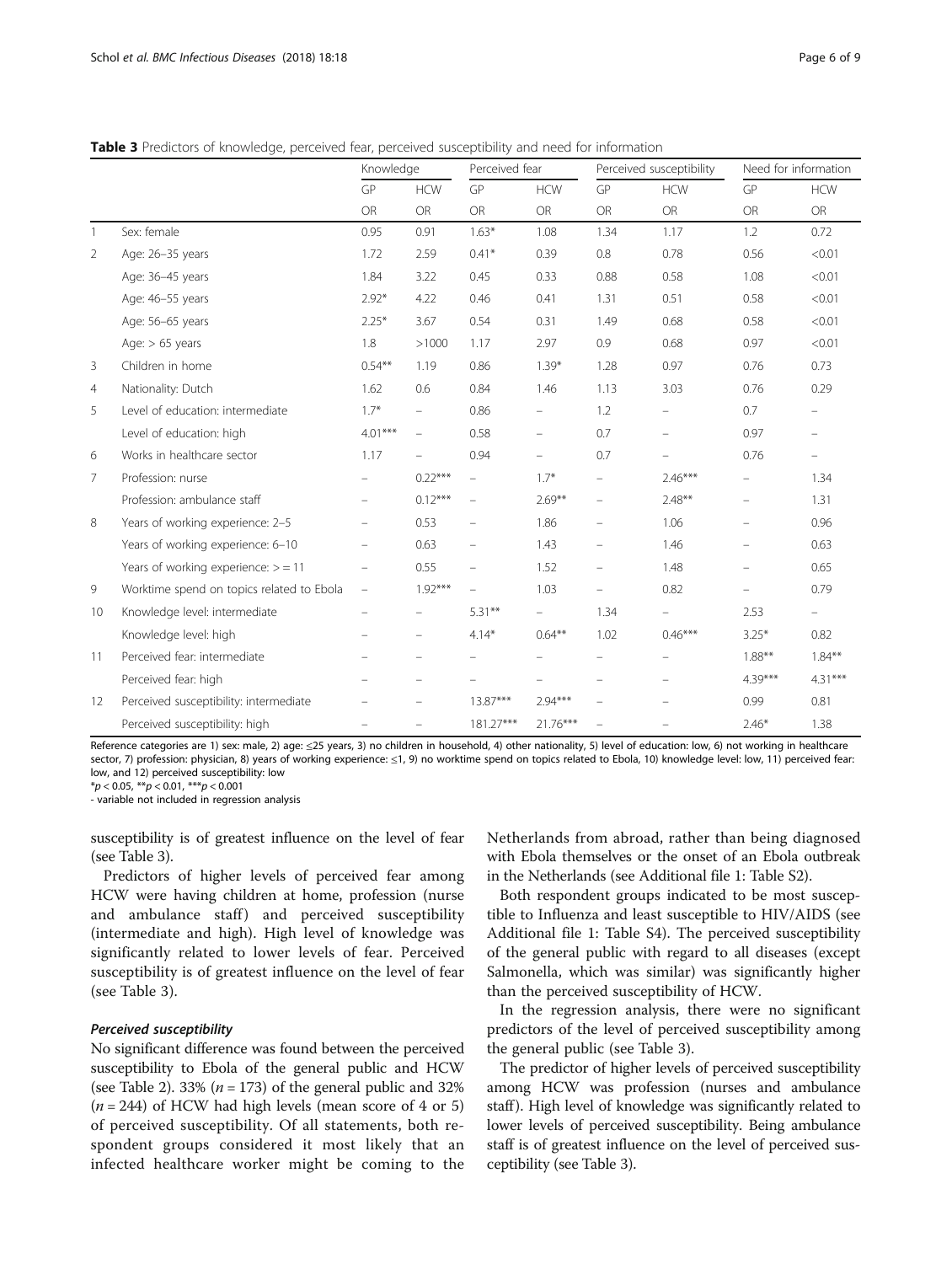**Table 3** Predictors of knowledge, perceived fear, perceived susceptibility and need for information

| | | Knowledge | | Perceived fear | | Perceived susceptibility | | Need for information | |
|---|---|---|---|---|---|---|---|---|---|
| | | GP | HCW | GP | HCW | GP | HCW | GP | HCW |
| | | OR | OR | OR | OR | OR | OR | OR | OR |
| 1 | Sex: female | 0.95 | 0.91 | 1.63* | 1.08 | 1.34 | 1.17 | 1.2 | 0.72 |
| 2 | Age: 26–35 years | 1.72 | 2.59 | 0.41* | 0.39 | 0.8 | 0.78 | 0.56 | <0.01 |
| | Age: 36–45 years | 1.84 | 3.22 | 0.45 | 0.33 | 0.88 | 0.58 | 1.08 | <0.01 |
| | Age: 46–55 years | 2.92* | 4.22 | 0.46 | 0.41 | 1.31 | 0.51 | 0.58 | <0.01 |
| | Age: 56–65 years | 2.25* | 3.67 | 0.54 | 0.31 | 1.49 | 0.68 | 0.58 | <0.01 |
| | Age: > 65 years | 1.8 | >1000 | 1.17 | 2.97 | 0.9 | 0.68 | 0.97 | <0.01 |
| 3 | Children in home | 0.54** | 1.19 | 0.86 | 1.39* | 1.28 | 0.97 | 0.76 | 0.73 |
| 4 | Nationality: Dutch | 1.62 | 0.6 | 0.84 | 1.46 | 1.13 | 3.03 | 0.76 | 0.29 |
| 5 | Level of education: intermediate | 1.7* | – | 0.86 | – | 1.2 | – | 0.7 | – |
| | Level of education: high | 4.01*** | – | 0.58 | – | 0.7 | – | 0.97 | – |
| 6 | Works in healthcare sector | 1.17 | – | 0.94 | – | 0.7 | – | 0.76 | – |
| 7 | Profession: nurse | – | 0.22*** | – | 1.7* | – | 2.46*** | – | 1.34 |
| | Profession: ambulance staff | – | 0.12*** | – | 2.69** | – | 2.48** | – | 1.31 |
| 8 | Years of working experience: 2–5 | – | 0.53 | – | 1.86 | – | 1.06 | – | 0.96 |
| | Years of working experience: 6–10 | – | 0.63 | – | 1.43 | – | 1.46 | – | 0.63 |
| | Years of working experience: > = 11 | – | 0.55 | – | 1.52 | – | 1.48 | – | 0.65 |
| 9 | Worktime spend on topics related to Ebola | – | 1.92*** | – | 1.03 | – | 0.82 | – | 0.79 |
| 10 | Knowledge level: intermediate | – | – | 5.31** | – | 1.34 | – | 2.53 | – |
| | Knowledge level: high | – | – | 4.14* | 0.64** | 1.02 | 0.46*** | 3.25* | 0.82 |
| 11 | Perceived fear: intermediate | – | – | – | – | – | – | 1.88** | 1.84** |
| | Perceived fear: high | – | – | – | – | – | – | 4.39*** | 4.31*** |
| 12 | Perceived susceptibility: intermediate | – | – | 13.87*** | 2.94*** | – | – | 0.99 | 0.81 |
| | Perceived susceptibility: high | – | – | 181.27*** | 21.76*** | – | – | 2.46* | 1.38 |

Reference categories are 1) sex: male, 2) age: ≤25 years, 3) no children in household, 4) other nationality, 5) level of education: low, 6) not working in healthcare sector, 7) profession: physician, 8) years of working experience: ≤1, 9) no worktime spend on topics related to Ebola, 10) knowledge level: low, 11) perceived fear: low, and 12) perceived susceptibility: low

*$p < 0.05$, **$p < 0.01$, ***$p < 0.001$

- variable not included in regression analysis

susceptibility is of greatest influence on the level of fear (see Table 3).

Predictors of higher levels of perceived fear among HCW were having children at home, profession (nurse and ambulance staff) and perceived susceptibility (intermediate and high). High level of knowledge was significantly related to lower levels of fear. Perceived susceptibility is of greatest influence on the level of fear (see Table 3).

#### *Perceived susceptibility*

No significant difference was found between the perceived susceptibility to Ebola of the general public and HCW (see Table 2). 33% ($n = 173$) of the general public and 32% ($n = 244$) of HCW had high levels (mean score of 4 or 5) of perceived susceptibility. Of all statements, both respondent groups considered it most likely that an infected healthcare worker might be coming to the Netherlands from abroad, rather than being diagnosed with Ebola themselves or the onset of an Ebola outbreak in the Netherlands (see Additional file 1: Table S2).

Both respondent groups indicated to be most susceptible to Influenza and least susceptible to HIV/AIDS (see Additional file 1: Table S4). The perceived susceptibility of the general public with regard to all diseases (except Salmonella, which was similar) was significantly higher than the perceived susceptibility of HCW.

In the regression analysis, there were no significant predictors of the level of perceived susceptibility among the general public (see Table 3).

The predictor of higher levels of perceived susceptibility among HCW was profession (nurses and ambulance staff). High level of knowledge was significantly related to lower levels of perceived susceptibility. Being ambulance staff is of greatest influence on the level of perceived susceptibility (see Table 3).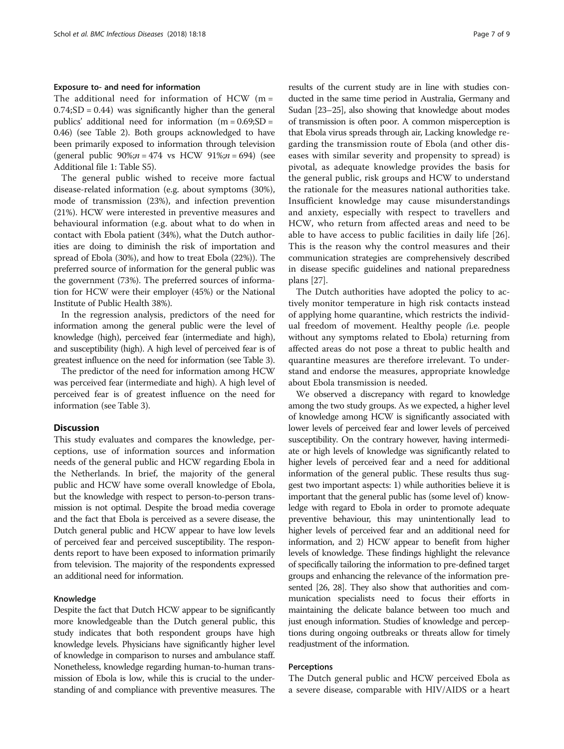#### Exposure to- and need for information

The additional need for information of HCW (m = 0.74;SD = 0.44) was significantly higher than the general publics' additional need for information (m = 0.69;SD = 0.46) (see Table 2). Both groups acknowledged to have been primarily exposed to information through television (general public 90%;$n$ = 474 vs HCW 91%;$n$ = 694) (see Additional file 1: Table S5).

The general public wished to receive more factual disease-related information (e.g. about symptoms (30%), mode of transmission (23%), and infection prevention (21%). HCW were interested in preventive measures and behavioural information (e.g. about what to do when in contact with Ebola patient (34%), what the Dutch authorities are doing to diminish the risk of importation and spread of Ebola (30%), and how to treat Ebola (22%)). The preferred source of information for the general public was the government (73%). The preferred sources of information for HCW were their employer (45%) or the National Institute of Public Health 38%).

In the regression analysis, predictors of the need for information among the general public were the level of knowledge (high), perceived fear (intermediate and high), and susceptibility (high). A high level of perceived fear is of greatest influence on the need for information (see Table 3).

The predictor of the need for information among HCW was perceived fear (intermediate and high). A high level of perceived fear is of greatest influence on the need for information (see Table 3).

## Discussion

This study evaluates and compares the knowledge, perceptions, use of information sources and information needs of the general public and HCW regarding Ebola in the Netherlands. In brief, the majority of the general public and HCW have some overall knowledge of Ebola, but the knowledge with respect to person-to-person transmission is not optimal. Despite the broad media coverage and the fact that Ebola is perceived as a severe disease, the Dutch general public and HCW appear to have low levels of perceived fear and perceived susceptibility. The respondents report to have been exposed to information primarily from television. The majority of the respondents expressed an additional need for information.

### Knowledge

Despite the fact that Dutch HCW appear to be significantly more knowledgeable than the Dutch general public, this study indicates that both respondent groups have high knowledge levels. Physicians have significantly higher level of knowledge in comparison to nurses and ambulance staff. Nonetheless, knowledge regarding human-to-human transmission of Ebola is low, while this is crucial to the understanding of and compliance with preventive measures. The results of the current study are in line with studies conducted in the same time period in Australia, Germany and Sudan [23–25], also showing that knowledge about modes of transmission is often poor. A common misperception is that Ebola virus spreads through air, Lacking knowledge regarding the transmission route of Ebola (and other diseases with similar severity and propensity to spread) is pivotal, as adequate knowledge provides the basis for the general public, risk groups and HCW to understand the rationale for the measures national authorities take. Insufficient knowledge may cause misunderstandings and anxiety, especially with respect to travellers and HCW, who return from affected areas and need to be able to have access to public facilities in daily life [26]. This is the reason why the control measures and their communication strategies are comprehensively described in disease specific guidelines and national preparedness plans [27].

The Dutch authorities have adopted the policy to actively monitor temperature in high risk contacts instead of applying home quarantine, which restricts the individual freedom of movement. Healthy people (i.e. people without any symptoms related to Ebola) returning from affected areas do not pose a threat to public health and quarantine measures are therefore irrelevant. To understand and endorse the measures, appropriate knowledge about Ebola transmission is needed.

We observed a discrepancy with regard to knowledge among the two study groups. As we expected, a higher level of knowledge among HCW is significantly associated with lower levels of perceived fear and lower levels of perceived susceptibility. On the contrary however, having intermediate or high levels of knowledge was significantly related to higher levels of perceived fear and a need for additional information of the general public. These results thus suggest two important aspects: 1) while authorities believe it is important that the general public has (some level of) knowledge with regard to Ebola in order to promote adequate preventive behaviour, this may unintentionally lead to higher levels of perceived fear and an additional need for information, and 2) HCW appear to benefit from higher levels of knowledge. These findings highlight the relevance of specifically tailoring the information to pre-defined target groups and enhancing the relevance of the information presented [26, 28]. They also show that authorities and communication specialists need to focus their efforts in maintaining the delicate balance between too much and just enough information. Studies of knowledge and perceptions during ongoing outbreaks or threats allow for timely readjustment of the information.

### Perceptions

The Dutch general public and HCW perceived Ebola as a severe disease, comparable with HIV/AIDS or a heart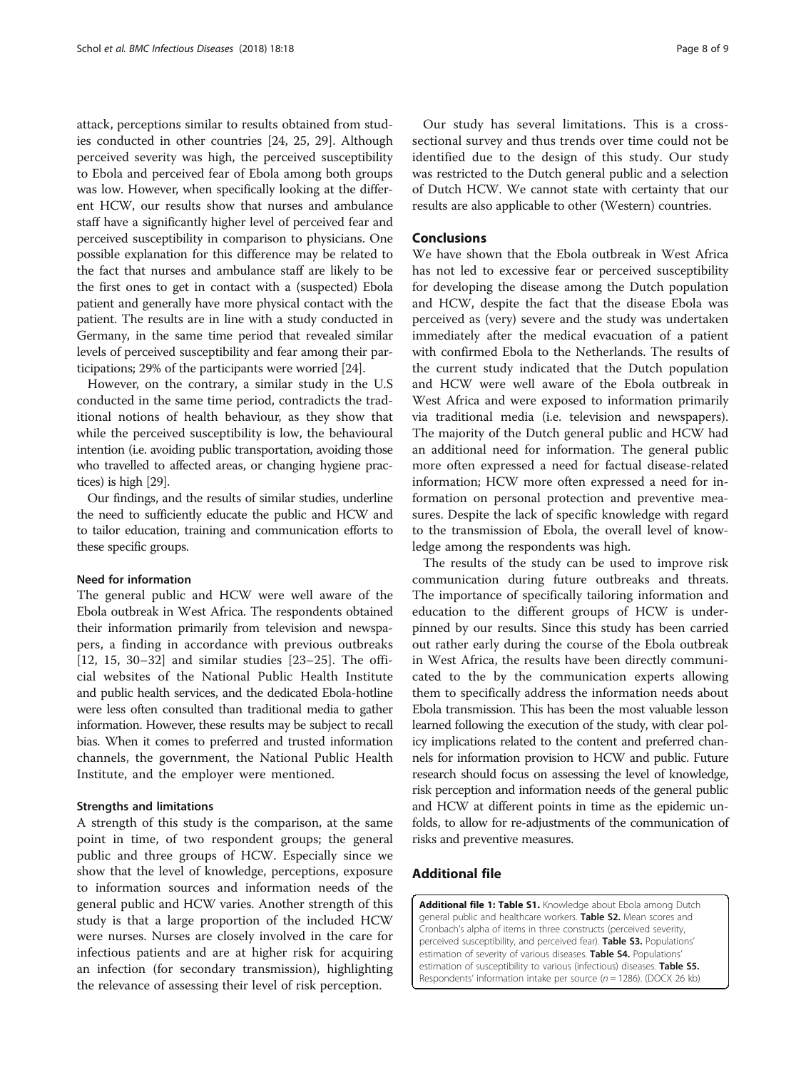attack, perceptions similar to results obtained from studies conducted in other countries [24, 25, 29]. Although perceived severity was high, the perceived susceptibility to Ebola and perceived fear of Ebola among both groups was low. However, when specifically looking at the different HCW, our results show that nurses and ambulance staff have a significantly higher level of perceived fear and perceived susceptibility in comparison to physicians. One possible explanation for this difference may be related to the fact that nurses and ambulance staff are likely to be the first ones to get in contact with a (suspected) Ebola patient and generally have more physical contact with the patient. The results are in line with a study conducted in Germany, in the same time period that revealed similar levels of perceived susceptibility and fear among their participations; 29% of the participants were worried [24].

However, on the contrary, a similar study in the U.S conducted in the same time period, contradicts the traditional notions of health behaviour, as they show that while the perceived susceptibility is low, the behavioural intention (i.e. avoiding public transportation, avoiding those who travelled to affected areas, or changing hygiene practices) is high [29].

Our findings, and the results of similar studies, underline the need to sufficiently educate the public and HCW and to tailor education, training and communication efforts to these specific groups.

### Need for information

The general public and HCW were well aware of the Ebola outbreak in West Africa. The respondents obtained their information primarily from television and newspapers, a finding in accordance with previous outbreaks [12, 15, 30–32] and similar studies [23–25]. The official websites of the National Public Health Institute and public health services, and the dedicated Ebola-hotline were less often consulted than traditional media to gather information. However, these results may be subject to recall bias. When it comes to preferred and trusted information channels, the government, the National Public Health Institute, and the employer were mentioned.

### Strengths and limitations

A strength of this study is the comparison, at the same point in time, of two respondent groups; the general public and three groups of HCW. Especially since we show that the level of knowledge, perceptions, exposure to information sources and information needs of the general public and HCW varies. Another strength of this study is that a large proportion of the included HCW were nurses. Nurses are closely involved in the care for infectious patients and are at higher risk for acquiring an infection (for secondary transmission), highlighting the relevance of assessing their level of risk perception.

Our study has several limitations. This is a cross-sectional survey and thus trends over time could not be identified due to the design of this study. Our study was restricted to the Dutch general public and a selection of Dutch HCW. We cannot state with certainty that our results are also applicable to other (Western) countries.

## Conclusions

We have shown that the Ebola outbreak in West Africa has not led to excessive fear or perceived susceptibility for developing the disease among the Dutch population and HCW, despite the fact that the disease Ebola was perceived as (very) severe and the study was undertaken immediately after the medical evacuation of a patient with confirmed Ebola to the Netherlands. The results of the current study indicated that the Dutch population and HCW were well aware of the Ebola outbreak in West Africa and were exposed to information primarily via traditional media (i.e. television and newspapers). The majority of the Dutch general public and HCW had an additional need for information. The general public more often expressed a need for factual disease-related information; HCW more often expressed a need for information on personal protection and preventive measures. Despite the lack of specific knowledge with regard to the transmission of Ebola, the overall level of knowledge among the respondents was high.

The results of the study can be used to improve risk communication during future outbreaks and threats. The importance of specifically tailoring information and education to the different groups of HCW is underpinned by our results. Since this study has been carried out rather early during the course of the Ebola outbreak in West Africa, the results have been directly communicated to the by the communication experts allowing them to specifically address the information needs about Ebola transmission. This has been the most valuable lesson learned following the execution of the study, with clear policy implications related to the content and preferred channels for information provision to HCW and public. Future research should focus on assessing the level of knowledge, risk perception and information needs of the general public and HCW at different points in time as the epidemic unfolds, to allow for re-adjustments of the communication of risks and preventive measures.

## Additional file

**Additional file 1: Table S1.** Knowledge about Ebola among Dutch general public and healthcare workers. **Table S2.** Mean scores and Cronbach's alpha of items in three constructs (perceived severity, perceived susceptibility, and perceived fear). **Table S3.** Populations' estimation of severity of various diseases. **Table S4.** Populations' estimation of susceptibility to various (infectious) diseases. **Table S5.** Respondents' information intake per source ($n = 1286$). (DOCX 26 kb)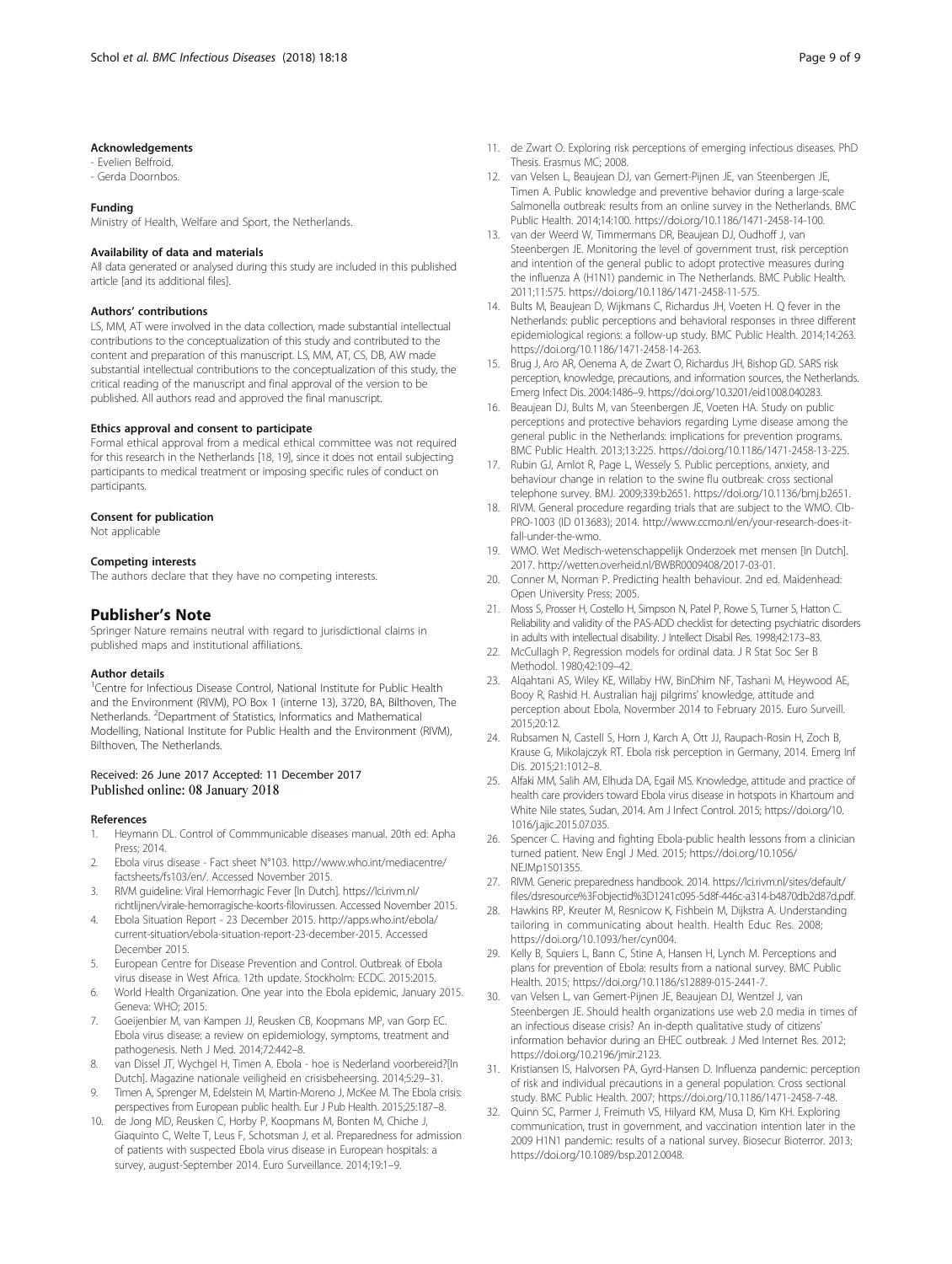#### Acknowledgements

- Evelien Belfroid.
- Gerda Doornbos.

#### Funding

Ministry of Health, Welfare and Sport, the Netherlands.

#### Availability of data and materials

All data generated or analysed during this study are included in this published article [and its additional files].

#### Authors' contributions

LS, MM, AT were involved in the data collection, made substantial intellectual contributions to the conceptualization of this study and contributed to the content and preparation of this manuscript. LS, MM, AT, CS, DB, AW made substantial intellectual contributions to the conceptualization of this study, the critical reading of the manuscript and final approval of the version to be published. All authors read and approved the final manuscript.

#### Ethics approval and consent to participate

Formal ethical approval from a medical ethical committee was not required for this research in the Netherlands [18, 19], since it does not entail subjecting participants to medical treatment or imposing specific rules of conduct on participants.

#### Consent for publication

Not applicable

#### Competing interests

The authors declare that they have no competing interests.

## Publisher's Note

Springer Nature remains neutral with regard to jurisdictional claims in published maps and institutional affiliations.

#### Author details

[1]Centre for Infectious Disease Control, National Institute for Public Health and the Environment (RIVM), PO Box 1 (interne 13), 3720, BA, Bilthoven, The Netherlands. [2]Department of Statistics, Informatics and Mathematical Modelling, National Institute for Public Health and the Environment (RIVM), Bilthoven, The Netherlands.

Received: 26 June 2017 Accepted: 11 December 2017
Published online: 08 January 2018

#### References

1. Heymann DL. Control of Commmunicable diseases manual. 20th ed: Apha Press; 2014.
2. Ebola virus disease - Fact sheet N°103. http://www.who.int/mediacentre/factsheets/fs103/en/. Accessed November 2015.
3. RIVM guideline: Viral Hemorrhagic Fever [In Dutch]. https://lci.rivm.nl/richtlijnen/virale-hemorragische-koorts-filovirussen. Accessed November 2015.
4. Ebola Situation Report - 23 December 2015. http://apps.who.int/ebola/current-situation/ebola-situation-report-23-december-2015. Accessed December 2015.
5. European Centre for Disease Prevention and Control. Outbreak of Ebola virus disease in West Africa. 12th update. Stockholm: ECDC. 2015:2015.
6. World Health Organization. One year into the Ebola epidemic, January 2015. Geneva: WHO; 2015.
7. Goeijenbier M, van Kampen JJ, Reusken CB, Koopmans MP, van Gorp EC. Ebola virus disease: a review on epidemiology, symptoms, treatment and pathogenesis. Neth J Med. 2014;72:442–8.
8. van Dissel JT, Wychgel H, Timen A. Ebola - hoe is Nederland voorbereid?[In Dutch]. Magazine nationale veiligheid en crisisbeheersing. 2014;5:29–31.
9. Timen A, Sprenger M, Edelstein M, Martin-Moreno J, McKee M. The Ebola crisis: perspectives from European public health. Eur J Pub Health. 2015;25:187–8.
10. de Jong MD, Reusken C, Horby P, Koopmans M, Bonten M, Chiche J, Giaquinto C, Welte T, Leus F, Schotsman J, et al. Preparedness for admission of patients with suspected Ebola virus disease in European hospitals: a survey, august-September 2014. Euro Surveillance. 2014;19:1–9.
11. de Zwart O. Exploring risk perceptions of emerging infectious diseases. PhD Thesis. Erasmus MC; 2008.
12. van Velsen L, Beaujean DJ, van Gemert-Pijnen JE, van Steenbergen JE, Timen A. Public knowledge and preventive behavior during a large-scale Salmonella outbreak: results from an online survey in the Netherlands. BMC Public Health. 2014;14:100. https://doi.org/10.1186/1471-2458-14-100.
13. van der Weerd W, Timmermans DR, Beaujean DJ, Oudhoff J, van Steenbergen JE. Monitoring the level of government trust, risk perception and intention of the general public to adopt protective measures during the influenza A (H1N1) pandemic in The Netherlands. BMC Public Health. 2011;11:575. https://doi.org/10.1186/1471-2458-11-575.
14. Bults M, Beaujean D, Wijkmans C, Richardus JH, Voeten H. Q fever in the Netherlands: public perceptions and behavioral responses in three different epidemiological regions: a follow-up study. BMC Public Health. 2014;14:263. https://doi.org/10.1186/1471-2458-14-263.
15. Brug J, Aro AR, Oenema A, de Zwart O, Richardus JH, Bishop GD. SARS risk perception, knowledge, precautions, and information sources, the Netherlands. Emerg Infect Dis. 2004:1486–9. https://doi.org/10.3201/eid1008.040283.
16. Beaujean DJ, Bults M, van Steenbergen JE, Voeten HA. Study on public perceptions and protective behaviors regarding Lyme disease among the general public in the Netherlands: implications for prevention programs. BMC Public Health. 2013;13:225. https://doi.org/10.1186/1471-2458-13-225.
17. Rubin GJ, Amlot R, Page L, Wessely S. Public perceptions, anxiety, and behaviour change in relation to the swine flu outbreak: cross sectional telephone survey. BMJ. 2009;339:b2651. https://doi.org/10.1136/bmj.b2651.
18. RIVM. General procedure regarding trials that are subject to the WMO. CIb-PRO-1003 (ID 013683); 2014. http://www.ccmo.nl/en/your-research-does-it-fall-under-the-wmo.
19. WMO. Wet Medisch-wetenschappelijk Onderzoek met mensen [In Dutch]. 2017. http://wetten.overheid.nl/BWBR0009408/2017-03-01.
20. Conner M, Norman P. Predicting health behaviour. 2nd ed. Maidenhead: Open University Press; 2005.
21. Moss S, Prosser H, Costello H, Simpson N, Patel P, Rowe S, Turner S, Hatton C. Reliability and validity of the PAS-ADD checklist for detecting psychiatric disorders in adults with intellectual disability. J Intellect Disabil Res. 1998;42:173–83.
22. McCullagh P. Regression models for ordinal data. J R Stat Soc Ser B Methodol. 1980;42:109–42.
23. Alqahtani AS, Wiley KE, Willaby HW, BinDhim NF, Tashani M, Heywood AE, Booy R, Rashid H. Australian hajj pilgrims' knowledge, attitude and perception about Ebola, Novermber 2014 to February 2015. Euro Surveill. 2015;20:12.
24. Rubsamen N, Castell S, Horn J, Karch A, Ott JJ, Raupach-Rosin H, Zoch B, Krause G, Mikolajczyk RT. Ebola risk perception in Germany, 2014. Emerg Inf Dis. 2015;21:1012–8.
25. Alfaki MM, Salih AM, Elhuda DA, Egail MS. Knowledge, attitude and practice of health care providers toward Ebola virus disease in hotspots in Khartoum and White Nile states, Sudan, 2014. Am J Infect Control. 2015; https://doi.org/10.1016/j.ajic.2015.07.035.
26. Spencer C. Having and fighting Ebola-public health lessons from a clinician turned patient. New Engl J Med. 2015; https://doi.org/10.1056/NEJMp1501355.
27. RIVM. Generic preparedness handbook. 2014. https://lci.rivm.nl/sites/default/files/dsresource%3Fobjectid%3D1241c095-5d8f-446c-a314-b4870db2d87d.pdf.
28. Hawkins RP, Kreuter M, Resnicow K, Fishbein M, Dijkstra A. Understanding tailoring in communicating about health. Health Educ Res. 2008; https://doi.org/10.1093/her/cyn004.
29. Kelly B, Squiers L, Bann C, Stine A, Hansen H, Lynch M. Perceptions and plans for prevention of Ebola: results from a national survey. BMC Public Health. 2015; https://doi.org/10.1186/s12889-015-2441-7.
30. van Velsen L, van Gemert-Pijnen JE, Beaujean DJ, Wentzel J, van Steenbergen JE. Should health organizations use web 2.0 media in times of an infectious disease crisis? An in-depth qualitative study of citizens' information behavior during an EHEC outbreak. J Med Internet Res. 2012; https://doi.org/10.2196/jmir.2123.
31. Kristiansen IS, Halvorsen PA, Gyrd-Hansen D. Influenza pandemic: perception of risk and individual precautions in a general population. Cross sectional study. BMC Public Health. 2007; https://doi.org/10.1186/1471-2458-7-48.
32. Quinn SC, Parmer J, Freimuth VS, Hilyard KM, Musa D, Kim KH. Exploring communication, trust in government, and vaccination intention later in the 2009 H1N1 pandemic: results of a national survey. Biosecur Bioterror. 2013; https://doi.org/10.1089/bsp.2012.0048.